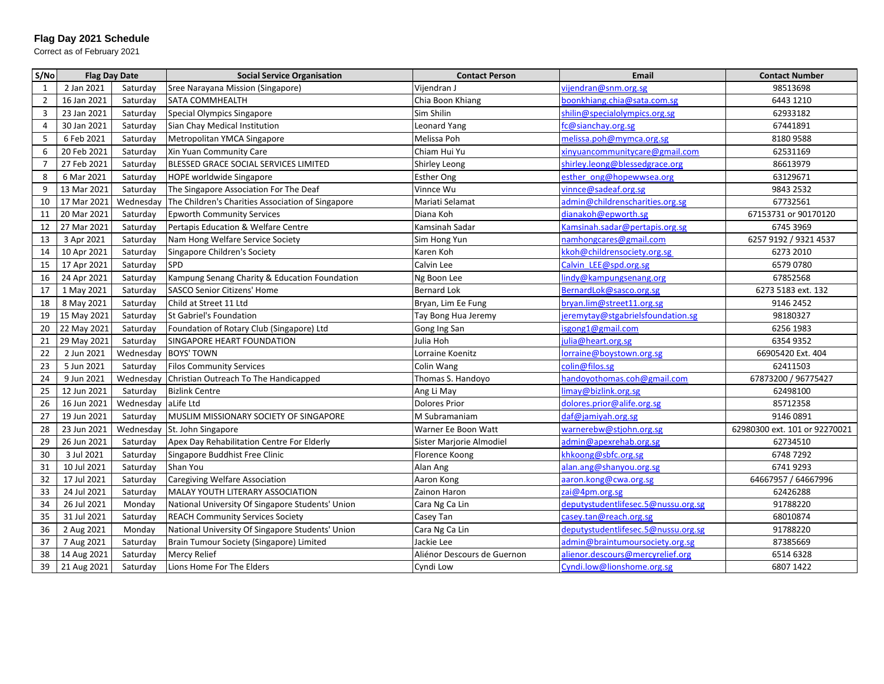**Flag Day 2021 Schedule**

Correct as of February 2021

| S/No | Flag Day Date | | Social Service Organisation | Contact Person | Email | Contact Number |
|---|---|---|---|---|---|---|
| 1 | 2 Jan 2021 | Saturday | Sree Narayana Mission (Singapore) | Vijendran J | vijendran@snm.org.sg | 98513698 |
| 2 | 16 Jan 2021 | Saturday | SATA COMMHEALTH | Chia Boon Khiang | boonkhiang.chia@sata.com.sg | 6443 1210 |
| 3 | 23 Jan 2021 | Saturday | Special Olympics Singapore | Sim Shilin | shilin@specialolympics.org.sg | 62933182 |
| 4 | 30 Jan 2021 | Saturday | Sian Chay Medical Institution | Leonard Yang | fc@sianchay.org.sg | 67441891 |
| 5 | 6 Feb 2021 | Saturday | Metropolitan YMCA Singapore | Melissa Poh | melissa.poh@mymca.org.sg | 8180 9588 |
| 6 | 20 Feb 2021 | Saturday | Xin Yuan Community Care | Chiam Hui Yu | xinyuancommunitycare@gmail.com | 62531169 |
| 7 | 27 Feb 2021 | Saturday | BLESSED GRACE SOCIAL SERVICES LIMITED | Shirley Leong | shirley.leong@blessedgrace.org | 86613979 |
| 8 | 6 Mar 2021 | Saturday | HOPE worldwide Singapore | Esther Ong | esther_ong@hopewwsea.org | 63129671 |
| 9 | 13 Mar 2021 | Saturday | The Singapore Association For The Deaf | Vinnce Wu | vinnce@sadeaf.org.sg | 9843 2532 |
| 10 | 17 Mar 2021 | Wednesday | The Children's Charities Association of Singapore | Mariati Selamat | admin@childrenscharities.org.sg | 67732561 |
| 11 | 20 Mar 2021 | Saturday | Epworth Community Services | Diana Koh | dianakoh@epworth.sg | 67153731 or 90170120 |
| 12 | 27 Mar 2021 | Saturday | Pertapis Education & Welfare Centre | Kamsinah Sadar | Kamsinah.sadar@pertapis.org.sg | 6745 3969 |
| 13 | 3 Apr 2021 | Saturday | Nam Hong Welfare Service Society | Sim Hong Yun | namhongcares@gmail.com | 6257 9192 / 9321 4537 |
| 14 | 10 Apr 2021 | Saturday | Singapore Children's Society | Karen Koh | kkoh@childrensociety.org.sg | 6273 2010 |
| 15 | 17 Apr 2021 | Saturday | SPD | Calvin Lee | Calvin_LEE@spd.org.sg | 6579 0780 |
| 16 | 24 Apr 2021 | Saturday | Kampung Senang Charity & Education Foundation | Ng Boon Lee | lindy@kampungsenang.org | 67852568 |
| 17 | 1 May 2021 | Saturday | SASCO Senior Citizens' Home | Bernard Lok | BernardLok@sasco.org.sg | 6273 5183 ext. 132 |
| 18 | 8 May 2021 | Saturday | Child at Street 11 Ltd | Bryan, Lim Ee Fung | bryan.lim@street11.org.sg | 9146 2452 |
| 19 | 15 May 2021 | Saturday | St Gabriel's Foundation | Tay Bong Hua Jeremy | jeremytay@stgabrielsfoundation.sg | 98180327 |
| 20 | 22 May 2021 | Saturday | Foundation of Rotary Club (Singapore) Ltd | Gong Ing San | isgong1@gmail.com | 6256 1983 |
| 21 | 29 May 2021 | Saturday | SINGAPORE HEART FOUNDATION | Julia Hoh | julia@heart.org.sg | 6354 9352 |
| 22 | 2 Jun 2021 | Wednesday | BOYS' TOWN | Lorraine Koenitz | lorraine@boystown.org.sg | 66905420 Ext. 404 |
| 23 | 5 Jun 2021 | Saturday | Filos Community Services | Colin Wang | colin@filos.sg | 62411503 |
| 24 | 9 Jun 2021 | Wednesday | Christian Outreach To The Handicapped | Thomas S. Handoyo | handoyothomas.coh@gmail.com | 67873200 / 96775427 |
| 25 | 12 Jun 2021 | Saturday | Bizlink Centre | Ang Li May | limay@bizlink.org.sg | 62498100 |
| 26 | 16 Jun 2021 | Wednesday | aLife Ltd | Dolores Prior | dolores.prior@alife.org.sg | 85712358 |
| 27 | 19 Jun 2021 | Saturday | MUSLIM MISSIONARY SOCIETY OF SINGAPORE | M Subramaniam | daf@jamiyah.org.sg | 9146 0891 |
| 28 | 23 Jun 2021 | Wednesday | St. John Singapore | Warner Ee Boon Watt | warnerebw@stjohn.org.sg | 62980300 ext. 101 or 92270021 |
| 29 | 26 Jun 2021 | Saturday | Apex Day Rehabilitation Centre For Elderly | Sister Marjorie Almodiel | admin@apexrehab.org.sg | 62734510 |
| 30 | 3 Jul 2021 | Saturday | Singapore Buddhist Free Clinic | Florence Koong | khkoong@sbfc.org.sg | 6748 7292 |
| 31 | 10 Jul 2021 | Saturday | Shan You | Alan Ang | alan.ang@shanyou.org.sg | 6741 9293 |
| 32 | 17 Jul 2021 | Saturday | Caregiving Welfare Association | Aaron Kong | aaron.kong@cwa.org.sg | 64667957 / 64667996 |
| 33 | 24 Jul 2021 | Saturday | MALAY YOUTH LITERARY ASSOCIATION | Zainon Haron | zai@4pm.org.sg | 62426288 |
| 34 | 26 Jul 2021 | Monday | National University Of Singapore Students' Union | Cara Ng Ca Lin | deputystudentlifesec.5@nussu.org.sg | 91788220 |
| 35 | 31 Jul 2021 | Saturday | REACH Community Services Society | Casey Tan | casey.tan@reach.org.sg | 68010874 |
| 36 | 2 Aug 2021 | Monday | National University Of Singapore Students' Union | Cara Ng Ca Lin | deputystudentlifesec.5@nussu.org.sg | 91788220 |
| 37 | 7 Aug 2021 | Saturday | Brain Tumour Society (Singapore) Limited | Jackie Lee | admin@braintumoursociety.org.sg | 87385669 |
| 38 | 14 Aug 2021 | Saturday | Mercy Relief | Aliénor Descours de Guernon | alienor.descours@mercyrelief.org | 6514 6328 |
| 39 | 21 Aug 2021 | Saturday | Lions Home For The Elders | Cyndi Low | Cyndi.low@lionshome.org.sg | 6807 1422 |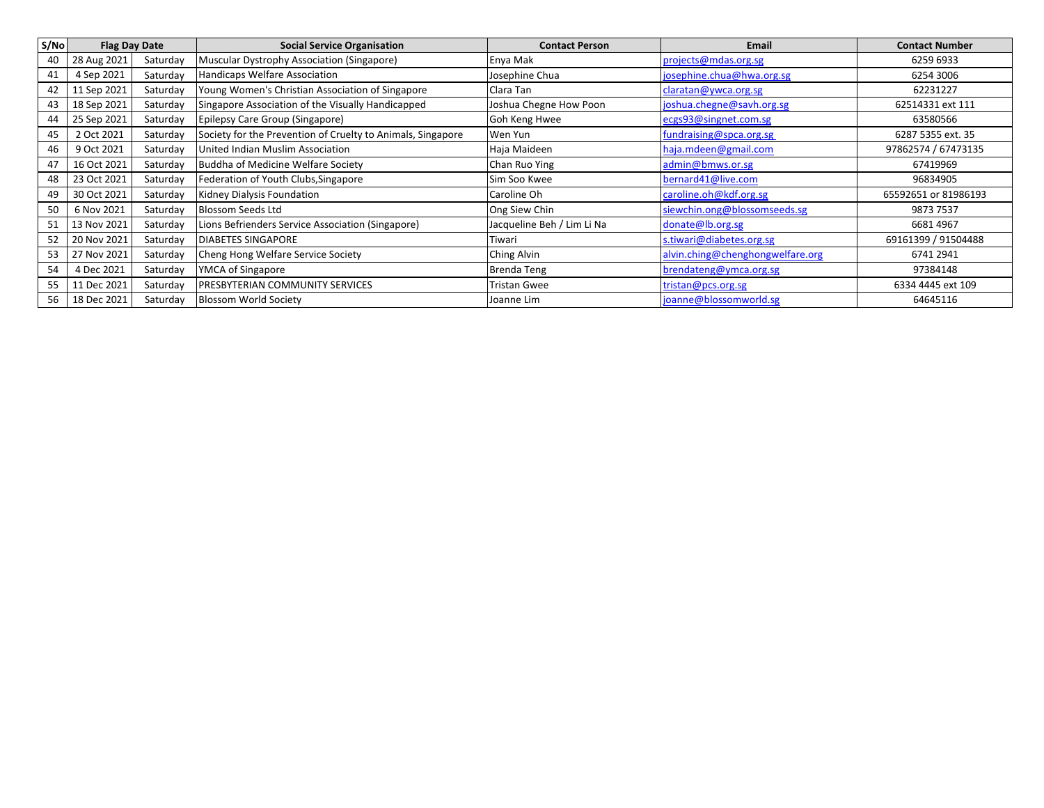| S/No | Flag Day Date | | Social Service Organisation | Contact Person | Email | Contact Number |
|---|---|---|---|---|---|---|
| 40 | 28 Aug 2021 | Saturday | Muscular Dystrophy Association (Singapore) | Enya Mak | projects@mdas.org.sg | 6259 6933 |
| 41 | 4 Sep 2021 | Saturday | Handicaps Welfare Association | Josephine Chua | josephine.chua@hwa.org.sg | 6254 3006 |
| 42 | 11 Sep 2021 | Saturday | Young Women's Christian Association of Singapore | Clara Tan | claratan@ywca.org.sg | 62231227 |
| 43 | 18 Sep 2021 | Saturday | Singapore Association of the Visually Handicapped | Joshua Chegne How Poon | joshua.chegne@savh.org.sg | 62514331 ext 111 |
| 44 | 25 Sep 2021 | Saturday | Epilepsy Care Group (Singapore) | Goh Keng Hwee | ecgs93@singnet.com.sg | 63580566 |
| 45 | 2 Oct 2021 | Saturday | Society for the Prevention of Cruelty to Animals, Singapore | Wen Yun | fundraising@spca.org.sg | 6287 5355 ext. 35 |
| 46 | 9 Oct 2021 | Saturday | United Indian Muslim Association | Haja Maideen | haja.mdeen@gmail.com | 97862574 / 67473135 |
| 47 | 16 Oct 2021 | Saturday | Buddha of Medicine Welfare Society | Chan Ruo Ying | admin@bmws.or.sg | 67419969 |
| 48 | 23 Oct 2021 | Saturday | Federation of Youth Clubs,Singapore | Sim Soo Kwee | bernard41@live.com | 96834905 |
| 49 | 30 Oct 2021 | Saturday | Kidney Dialysis Foundation | Caroline Oh | caroline.oh@kdf.org.sg | 65592651 or 81986193 |
| 50 | 6 Nov 2021 | Saturday | Blossom Seeds Ltd | Ong Siew Chin | siewchin.ong@blossomseeds.sg | 9873 7537 |
| 51 | 13 Nov 2021 | Saturday | Lions Befrienders Service Association (Singapore) | Jacqueline Beh / Lim Li Na | donate@lb.org.sg | 6681 4967 |
| 52 | 20 Nov 2021 | Saturday | DIABETES SINGAPORE | Tiwari | s.tiwari@diabetes.org.sg | 69161399 / 91504488 |
| 53 | 27 Nov 2021 | Saturday | Cheng Hong Welfare Service Society | Ching Alvin | alvin.ching@chenghongwelfare.org | 6741 2941 |
| 54 | 4 Dec 2021 | Saturday | YMCA of Singapore | Brenda Teng | brendateng@ymca.org.sg | 97384148 |
| 55 | 11 Dec 2021 | Saturday | PRESBYTERIAN COMMUNITY SERVICES | Tristan Gwee | tristan@pcs.org.sg | 6334 4445 ext 109 |
| 56 | 18 Dec 2021 | Saturday | Blossom World Society | Joanne Lim | joanne@blossomworld.sg | 64645116 |